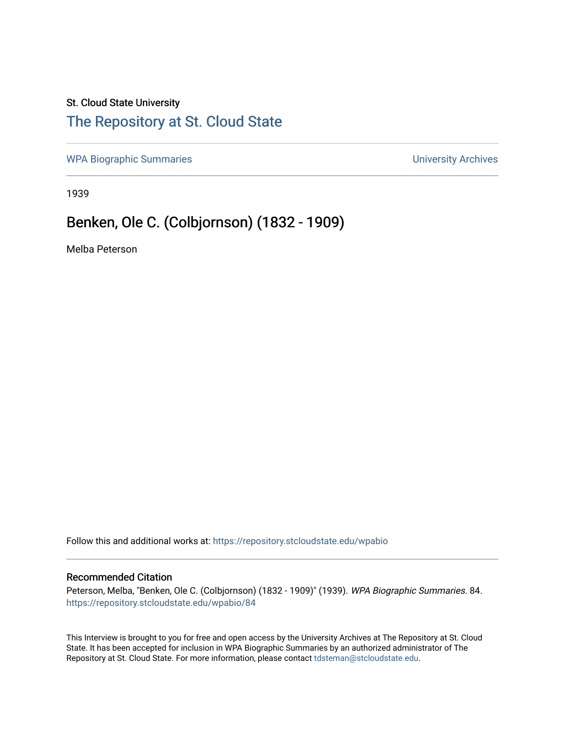St. Cloud State University

# The Repository at St. Cloud State

WPA Biographic Summaries

University Archives

1939

## Benken, Ole C. (Colbjornson) (1832 - 1909)

Melba Peterson

Follow this and additional works at: https://repository.stcloudstate.edu/wpabio

### Recommended Citation

Peterson, Melba, "Benken, Ole C. (Colbjornson) (1832 - 1909)" (1939). *WPA Biographic Summaries*. 84. https://repository.stcloudstate.edu/wpabio/84

This Interview is brought to you for free and open access by the University Archives at The Repository at St. Cloud State. It has been accepted for inclusion in WPA Biographic Summaries by an authorized administrator of The Repository at St. Cloud State. For more information, please contact tdsteman@stcloudstate.edu.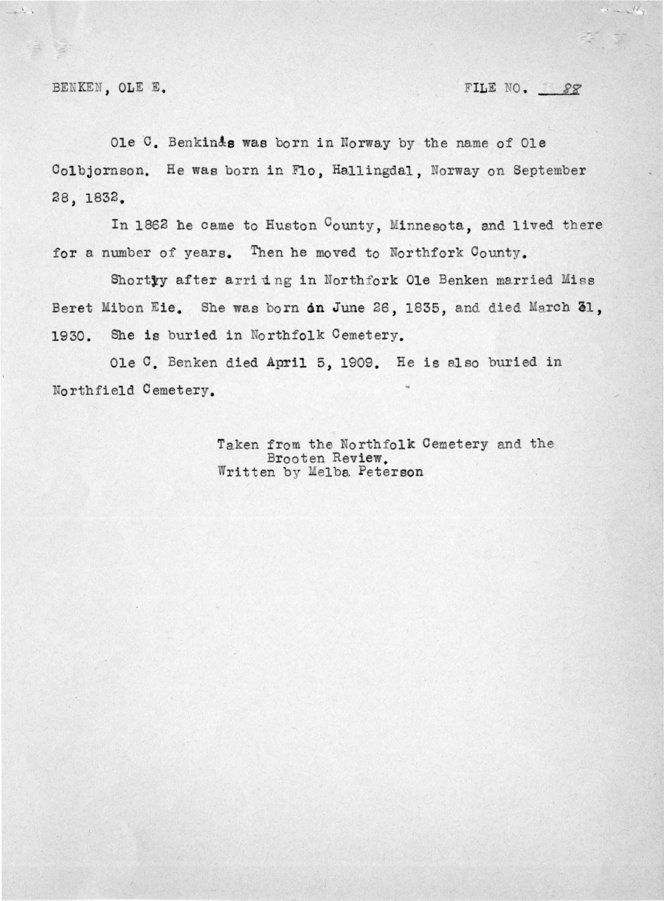BENKEN, OLE E. FILE NO. 88

Ole C. Benkins was born in Norway by the name of Ole Colbjornson. He was born in Flo, Hallingdal, Norway on September 28, 1832.

In 1862 he came to Huston County, Minnesota, and lived there for a number of years. Then he moved to Northfork County.

Shortly after arriving in Northfork Ole Benken married Miss Beret Mibon Eie. She was born on June 26, 1835, and died March 31, 1930. She is buried in Northfolk Cemetery.

Ole C. Benken died April 5, 1909. He is also buried in Northfield Cemetery.

Taken from the Northfolk Cemetery and the Brooten Review.
Written by Melba Peterson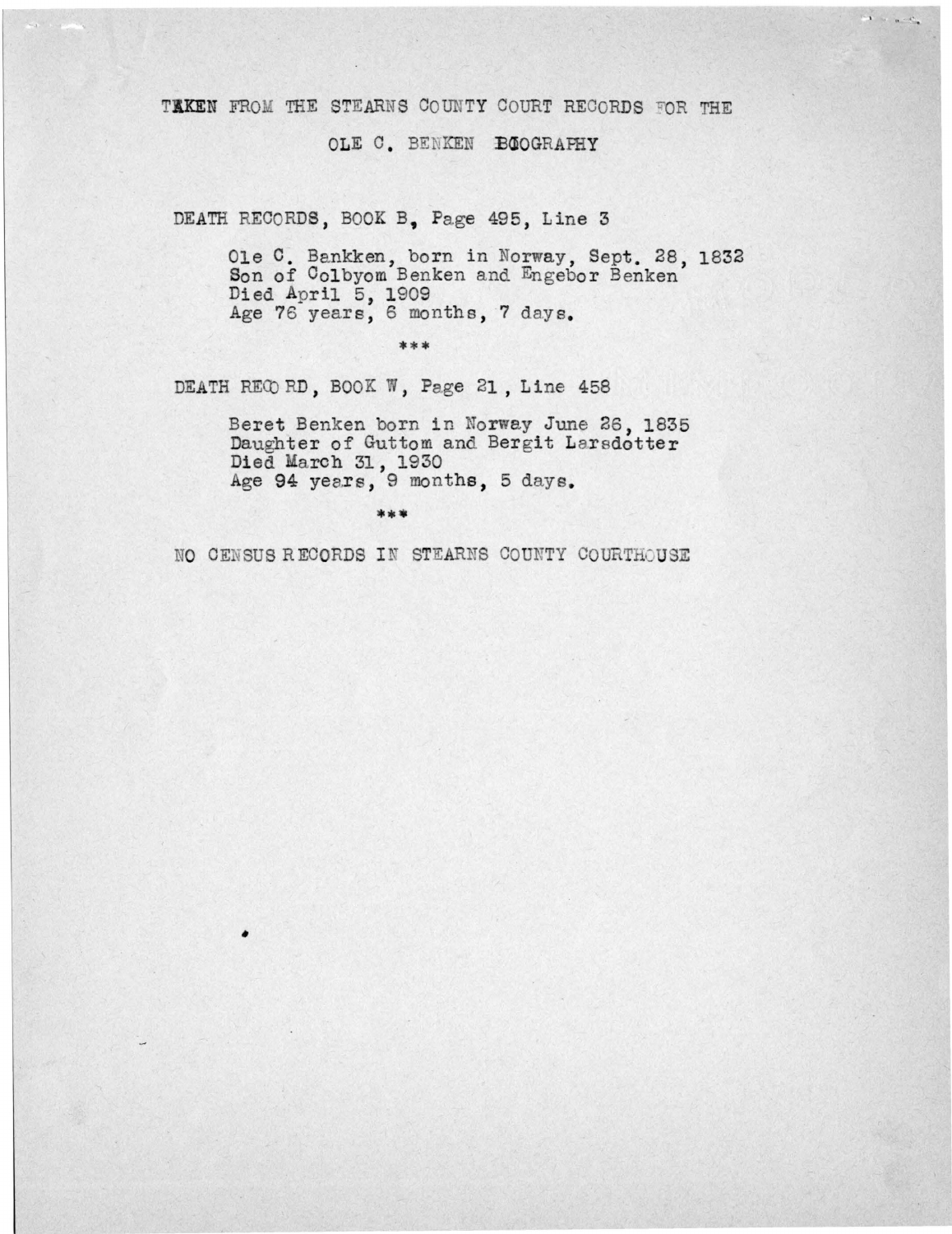TAKEN FROM THE STEARNS COUNTY COURT RECORDS FOR THE

OLE C. BENKEN BIOGRAPHY

DEATH RECORDS, BOOK B, Page 495, Line 3

Ole C. Bankken, born in Norway, Sept. 28, 1832
Son of Colbyom Benken and Engebor Benken
Died April 5, 1909
Age 76 years, 6 months, 7 days.

***

DEATH RECORD, BOOK W, Page 21, Line 458

Beret Benken born in Norway June 26, 1835
Daughter of Guttom and Bergit Larsdotter
Died March 31, 1930
Age 94 years, 9 months, 5 days.

***

NO CENSUS RECORDS IN STEARNS COUNTY COURTHOUSE